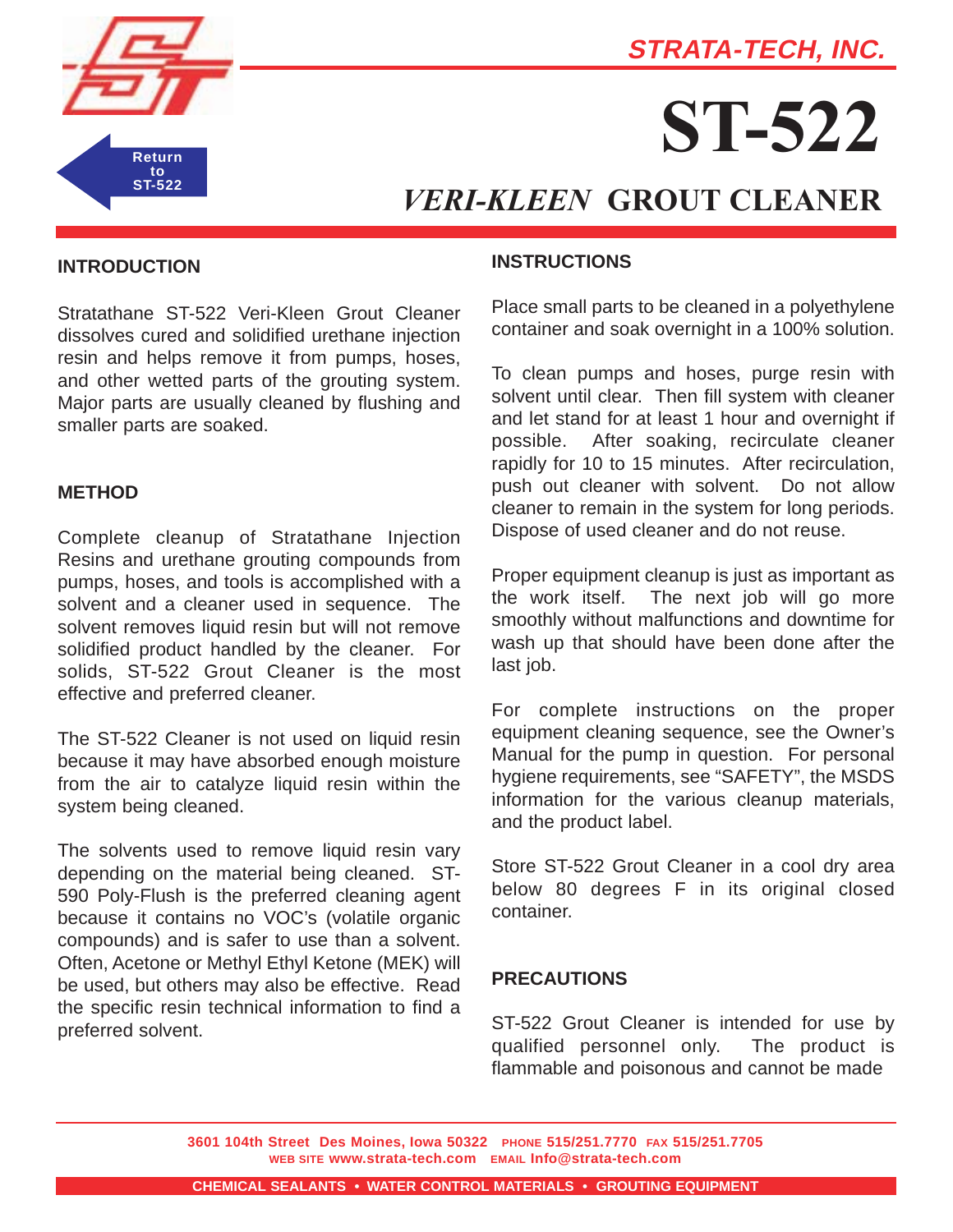# STRATA-TECH, INC.

Return to ST-522

# ST-522

## *VERI-KLEEN* GROUT CLEANER

### INTRODUCTION

Stratathane ST-522 Veri-Kleen Grout Cleaner dissolves cured and solidified urethane injection resin and helps remove it from pumps, hoses, and other wetted parts of the grouting system. Major parts are usually cleaned by flushing and smaller parts are soaked.

### METHOD

Complete cleanup of Stratathane Injection Resins and urethane grouting compounds from pumps, hoses, and tools is accomplished with a solvent and a cleaner used in sequence. The solvent removes liquid resin but will not remove solidified product handled by the cleaner. For solids, ST-522 Grout Cleaner is the most effective and preferred cleaner.

The ST-522 Cleaner is not used on liquid resin because it may have absorbed enough moisture from the air to catalyze liquid resin within the system being cleaned.

The solvents used to remove liquid resin vary depending on the material being cleaned. ST-590 Poly-Flush is the preferred cleaning agent because it contains no VOC's (volatile organic compounds) and is safer to use than a solvent. Often, Acetone or Methyl Ethyl Ketone (MEK) will be used, but others may also be effective. Read the specific resin technical information to find a preferred solvent.

### INSTRUCTIONS

Place small parts to be cleaned in a polyethylene container and soak overnight in a 100% solution.

To clean pumps and hoses, purge resin with solvent until clear. Then fill system with cleaner and let stand for at least 1 hour and overnight if possible. After soaking, recirculate cleaner rapidly for 10 to 15 minutes. After recirculation, push out cleaner with solvent. Do not allow cleaner to remain in the system for long periods. Dispose of used cleaner and do not reuse.

Proper equipment cleanup is just as important as the work itself. The next job will go more smoothly without malfunctions and downtime for wash up that should have been done after the last job.

For complete instructions on the proper equipment cleaning sequence, see the Owner's Manual for the pump in question. For personal hygiene requirements, see "SAFETY", the MSDS information for the various cleanup materials, and the product label.

Store ST-522 Grout Cleaner in a cool dry area below 80 degrees F in its original closed container.

### PRECAUTIONS

ST-522 Grout Cleaner is intended for use by qualified personnel only. The product is flammable and poisonous and cannot be made

---

3601 104th Street Des Moines, Iowa 50322 PHONE 515/251.7770 FAX 515/251.7705
WEB SITE www.strata-tech.com EMAIL Info@strata-tech.com

CHEMICAL SEALANTS • WATER CONTROL MATERIALS • GROUTING EQUIPMENT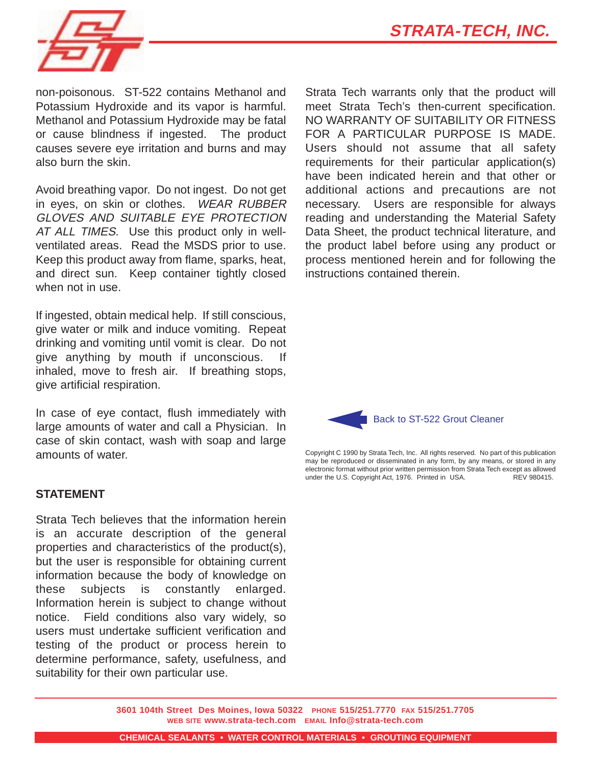non-poisonous. ST-522 contains Methanol and Potassium Hydroxide and its vapor is harmful. Methanol and Potassium Hydroxide may be fatal or cause blindness if ingested. The product causes severe eye irritation and burns and may also burn the skin.

Avoid breathing vapor. Do not ingest. Do not get in eyes, on skin or clothes. *WEAR RUBBER GLOVES AND SUITABLE EYE PROTECTION AT ALL TIMES.* Use this product only in well-ventilated areas. Read the MSDS prior to use. Keep this product away from flame, sparks, heat, and direct sun. Keep container tightly closed when not in use.

If ingested, obtain medical help. If still conscious, give water or milk and induce vomiting. Repeat drinking and vomiting until vomit is clear. Do not give anything by mouth if unconscious. If inhaled, move to fresh air. If breathing stops, give artificial respiration.

In case of eye contact, flush immediately with large amounts of water and call a Physician. In case of skin contact, wash with soap and large amounts of water.

## STATEMENT

Strata Tech believes that the information herein is an accurate description of the general properties and characteristics of the product(s), but the user is responsible for obtaining current information because the body of knowledge on these subjects is constantly enlarged. Information herein is subject to change without notice. Field conditions also vary widely, so users must undertake sufficient verification and testing of the product or process herein to determine performance, safety, usefulness, and suitability for their own particular use.

Strata Tech warrants only that the product will meet Strata Tech's then-current specification. NO WARRANTY OF SUITABILITY OR FITNESS FOR A PARTICULAR PURPOSE IS MADE. Users should not assume that all safety requirements for their particular application(s) have been indicated herein and that other or additional actions and precautions are not necessary. Users are responsible for always reading and understanding the Material Safety Data Sheet, the product technical literature, and the product label before using any product or process mentioned herein and for following the instructions contained therein.

Back to ST-522 Grout Cleaner

Copyright C 1990 by Strata Tech, Inc. All rights reserved. No part of this publication may be reproduced or disseminated in any form, by any means, or stored in any electronic format without prior written permission from Strata Tech except as allowed under the U.S. Copyright Act, 1976. Printed in USA. REV 980415.

3601 104th Street Des Moines, Iowa 50322 PHONE 515/251.7770 FAX 515/251.7705
WEB SITE www.strata-tech.com EMAIL Info@strata-tech.com

CHEMICAL SEALANTS • WATER CONTROL MATERIALS • GROUTING EQUIPMENT